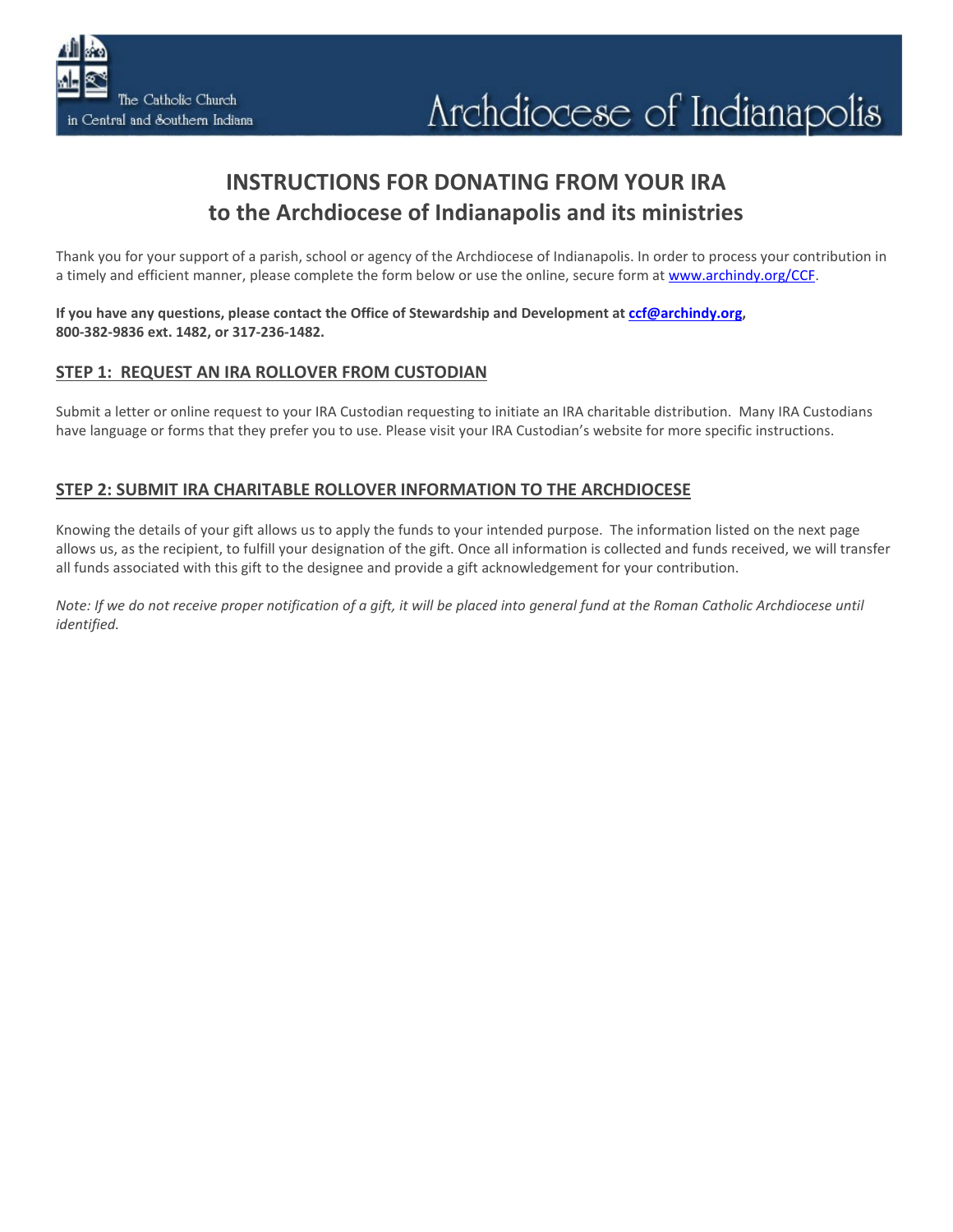The Catholic Church in Central and Southern Indiana

# Archdiocese of Indianapolis

## INSTRUCTIONS FOR DONATING FROM YOUR IRA to the Archdiocese of Indianapolis and its ministries

Thank you for your support of a parish, school or agency of the Archdiocese of Indianapolis. In order to process your contribution in a timely and efficient manner, please complete the form below or use the online, secure form at [www.archindy.org/CCF](www.archindy.org/CCF).

**If you have any questions, please contact the Office of Stewardship and Development at [ccf@archindy.org](mailto:ccf@archindy.org), 800-382-9836 ext. 1482, or 317-236-1482.**

### STEP 1: REQUEST AN IRA ROLLOVER FROM CUSTODIAN

Submit a letter or online request to your IRA Custodian requesting to initiate an IRA charitable distribution. Many IRA Custodians have language or forms that they prefer you to use. Please visit your IRA Custodian's website for more specific instructions.

### STEP 2: SUBMIT IRA CHARITABLE ROLLOVER INFORMATION TO THE ARCHDIOCESE

Knowing the details of your gift allows us to apply the funds to your intended purpose. The information listed on the next page allows us, as the recipient, to fulfill your designation of the gift. Once all information is collected and funds received, we will transfer all funds associated with this gift to the designee and provide a gift acknowledgement for your contribution.

*Note: If we do not receive proper notification of a gift, it will be placed into general fund at the Roman Catholic Archdiocese until identified.*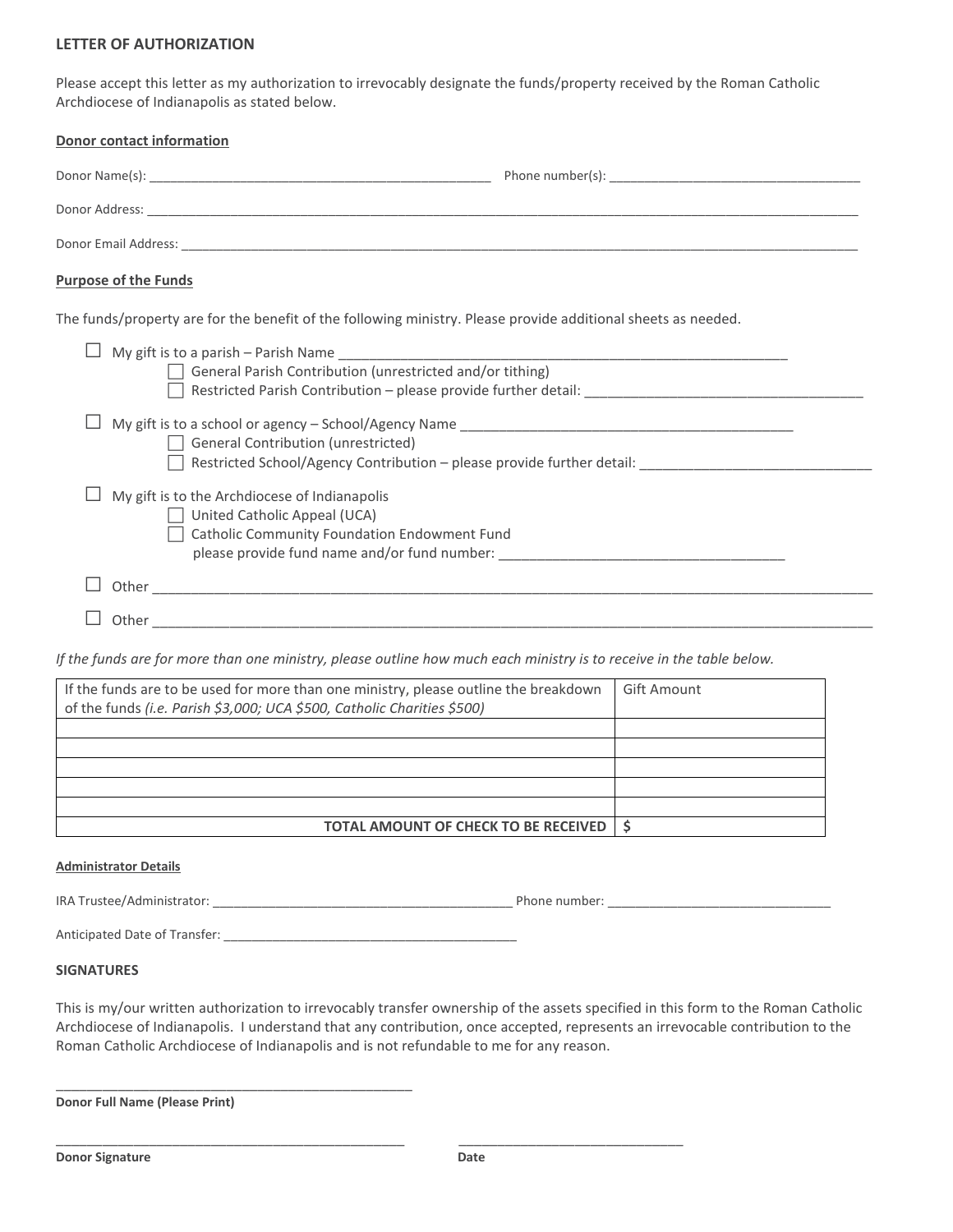## LETTER OF AUTHORIZATION

Please accept this letter as my authorization to irrevocably designate the funds/property received by the Roman Catholic Archdiocese of Indianapolis as stated below.

**Donor contact information**

Donor Name(s): ______________________________________________ Phone number(s): ___________________________________

Donor Address: ______________________________________________________________________________________________

Donor Email Address: __________________________________________________________________________________________

**Purpose of the Funds**

The funds/property are for the benefit of the following ministry. Please provide additional sheets as needed.

- ☐ My gift is to a parish – Parish Name ___________________________________________________________
  - ☐ General Parish Contribution (unrestricted and/or tithing)
  - ☐ Restricted Parish Contribution – please provide further detail: ___________________________________

- ☐ My gift is to a school or agency – School/Agency Name ___________________________________________
  - ☐ General Contribution (unrestricted)
  - ☐ Restricted School/Agency Contribution – please provide further detail: _____________________________

- ☐ My gift is to the Archdiocese of Indianapolis
  - ☐ United Catholic Appeal (UCA)
  - ☐ Catholic Community Foundation Endowment Fund
    please provide fund name and/or fund number: ____________________________________

- ☐ Other _____________________________________________________________________________________________

- ☐ Other _____________________________________________________________________________________________

*If the funds are for more than one ministry, please outline how much each ministry is to receive in the table below.*

| If the funds are to be used for more than one ministry, please outline the breakdown of the funds *(i.e. Parish $3,000; UCA $500, Catholic Charities $500)* | Gift Amount |
|---|---|
| | |
| | |
| | |
| | |
| | |
| **TOTAL AMOUNT OF CHECK TO BE RECEIVED** | **$** |

**Administrator Details**

IRA Trustee/Administrator: ___________________________________________ Phone number: _______________________________

Anticipated Date of Transfer: __________________________________________

### SIGNATURES

This is my/our written authorization to irrevocably transfer ownership of the assets specified in this form to the Roman Catholic Archdiocese of Indianapolis. I understand that any contribution, once accepted, represents an irrevocable contribution to the Roman Catholic Archdiocese of Indianapolis and is not refundable to me for any reason.

_________________________________________________

**Donor Full Name (Please Print)**

_________________________________________________ ________________________________

**Donor Signature** **Date**